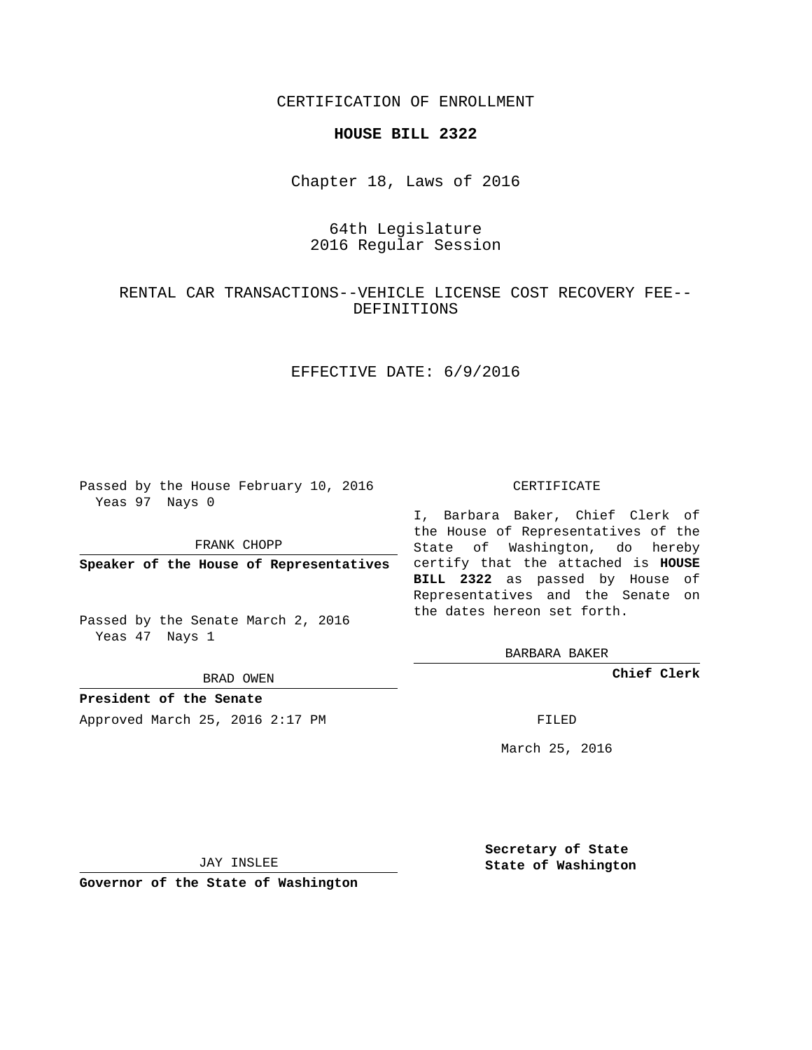CERTIFICATION OF ENROLLMENT

**HOUSE BILL 2322**

Chapter 18, Laws of 2016

64th Legislature
2016 Regular Session

RENTAL CAR TRANSACTIONS--VEHICLE LICENSE COST RECOVERY FEE--DEFINITIONS

EFFECTIVE DATE: 6/9/2016

Passed by the House February 10, 2016
Yeas 97 Nays 0

FRANK CHOPP

**Speaker of the House of Representatives**

Passed by the Senate March 2, 2016
Yeas 47 Nays 1

BRAD OWEN

**President of the Senate**

Approved March 25, 2016 2:17 PM

JAY INSLEE

**Governor of the State of Washington**

CERTIFICATE

I, Barbara Baker, Chief Clerk of the House of Representatives of the State of Washington, do hereby certify that the attached is **HOUSE BILL 2322** as passed by House of Representatives and the Senate on the dates hereon set forth.

BARBARA BAKER

**Chief Clerk**

FILED

March 25, 2016

**Secretary of State**
**State of Washington**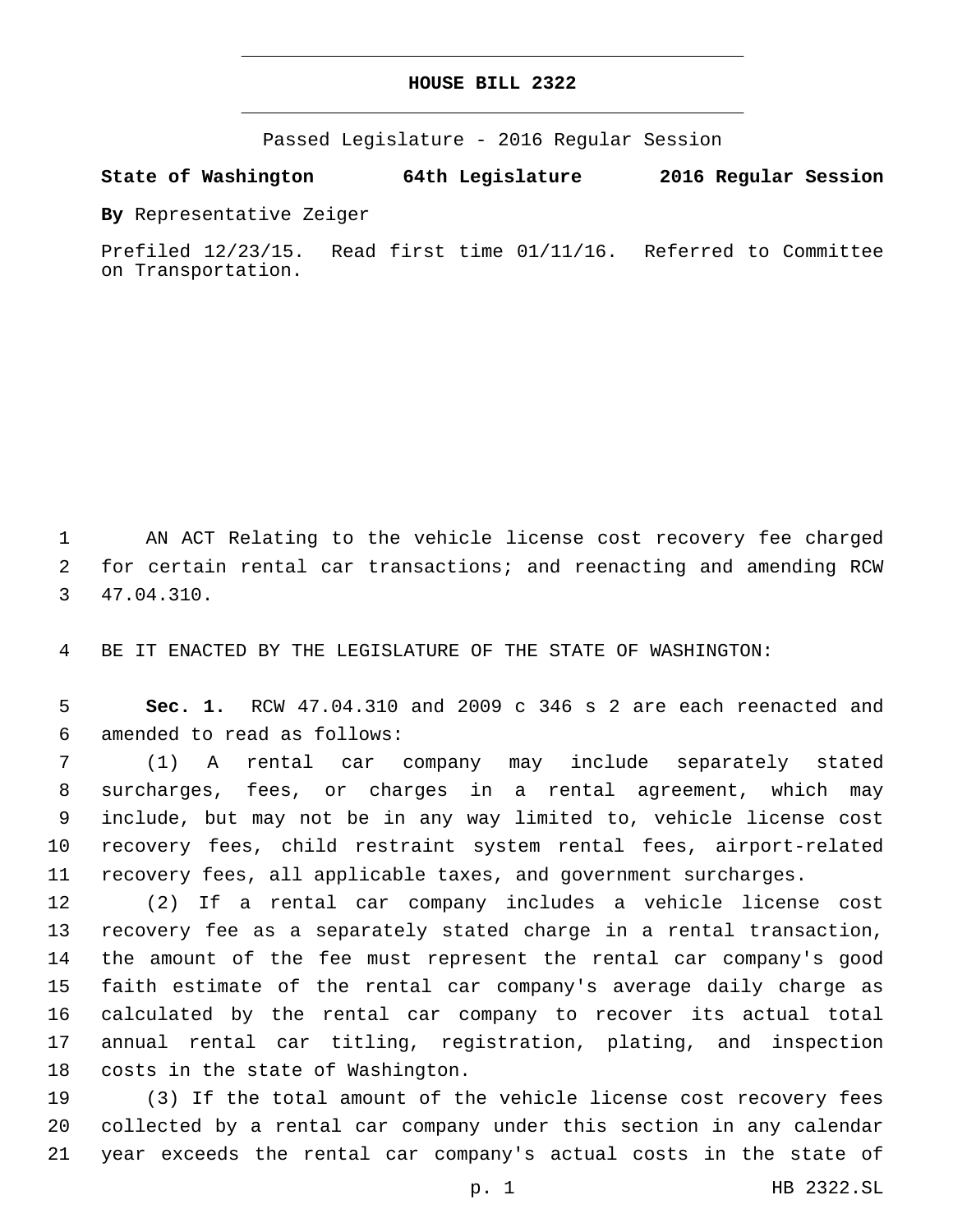# HOUSE BILL 2322

Passed Legislature - 2016 Regular Session

**State of Washington 64th Legislature 2016 Regular Session**

**By** Representative Zeiger

Prefiled 12/23/15. Read first time 01/11/16. Referred to Committee on Transportation.

AN ACT Relating to the vehicle license cost recovery fee charged for certain rental car transactions; and reenacting and amending RCW 47.04.310.

BE IT ENACTED BY THE LEGISLATURE OF THE STATE OF WASHINGTON:

**Sec. 1.** RCW 47.04.310 and 2009 c 346 s 2 are each reenacted and amended to read as follows:

(1) A rental car company may include separately stated surcharges, fees, or charges in a rental agreement, which may include, but may not be in any way limited to, vehicle license cost recovery fees, child restraint system rental fees, airport-related recovery fees, all applicable taxes, and government surcharges.

(2) If a rental car company includes a vehicle license cost recovery fee as a separately stated charge in a rental transaction, the amount of the fee must represent the rental car company's good faith estimate of the rental car company's average daily charge as calculated by the rental car company to recover its actual total annual rental car titling, registration, plating, and inspection costs in the state of Washington.

(3) If the total amount of the vehicle license cost recovery fees collected by a rental car company under this section in any calendar year exceeds the rental car company's actual costs in the state of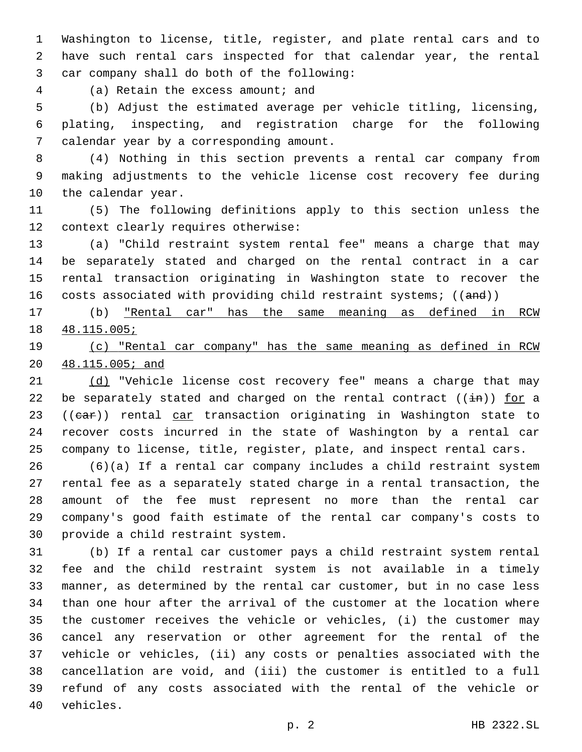Washington to license, title, register, and plate rental cars and to have such rental cars inspected for that calendar year, the rental car company shall do both of the following:

(a) Retain the excess amount; and

(b) Adjust the estimated average per vehicle titling, licensing, plating, inspecting, and registration charge for the following calendar year by a corresponding amount.

(4) Nothing in this section prevents a rental car company from making adjustments to the vehicle license cost recovery fee during the calendar year.

(5) The following definitions apply to this section unless the context clearly requires otherwise:

(a) "Child restraint system rental fee" means a charge that may be separately stated and charged on the rental contract in a car rental transaction originating in Washington state to recover the costs associated with providing child restraint systems; ((~~and~~))

(b) <u>"Rental car" has the same meaning as defined in RCW 48.115.005;</u>

<u>(c) "Rental car company" has the same meaning as defined in RCW 48.115.005; and</u>

<u>(d)</u> "Vehicle license cost recovery fee" means a charge that may be separately stated and charged on the rental contract ((~~in~~)) <u>for</u> a ((~~car~~)) rental <u>car</u> transaction originating in Washington state to recover costs incurred in the state of Washington by a rental car company to license, title, register, plate, and inspect rental cars.

(6)(a) If a rental car company includes a child restraint system rental fee as a separately stated charge in a rental transaction, the amount of the fee must represent no more than the rental car company's good faith estimate of the rental car company's costs to provide a child restraint system.

(b) If a rental car customer pays a child restraint system rental fee and the child restraint system is not available in a timely manner, as determined by the rental car customer, but in no case less than one hour after the arrival of the customer at the location where the customer receives the vehicle or vehicles, (i) the customer may cancel any reservation or other agreement for the rental of the vehicle or vehicles, (ii) any costs or penalties associated with the cancellation are void, and (iii) the customer is entitled to a full refund of any costs associated with the rental of the vehicle or vehicles.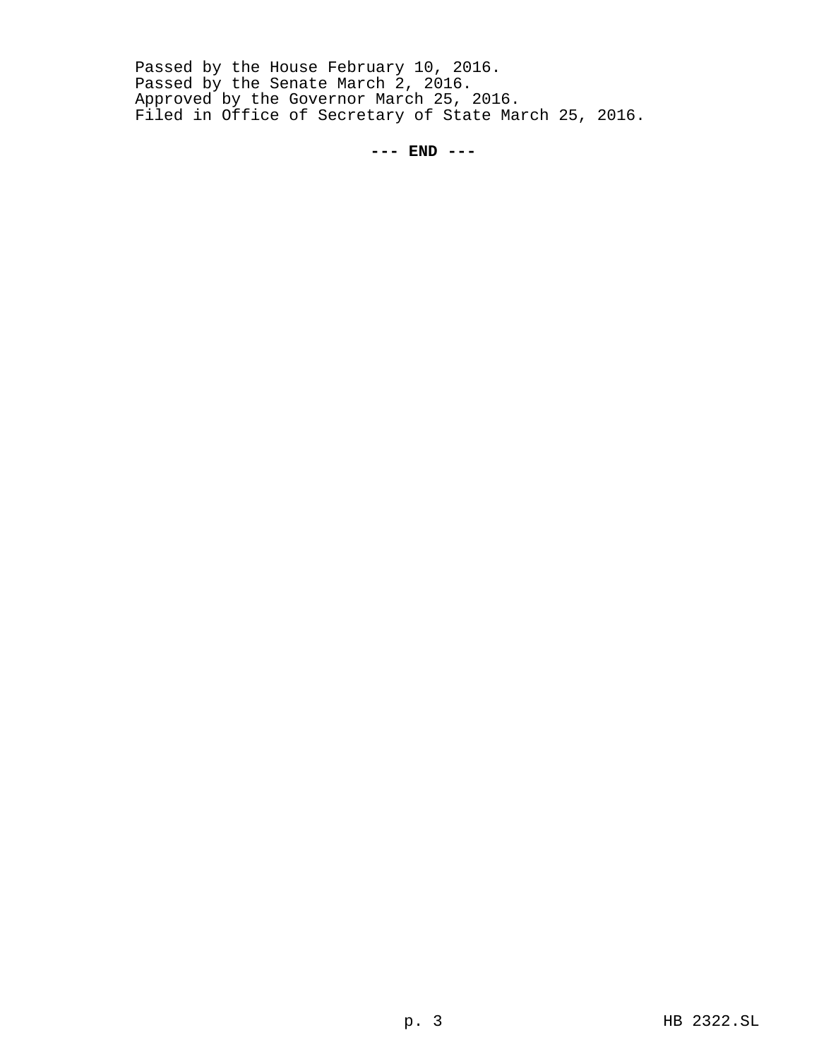Passed by the House February 10, 2016.
Passed by the Senate March 2, 2016.
Approved by the Governor March 25, 2016.
Filed in Office of Secretary of State March 25, 2016.

**--- END ---**